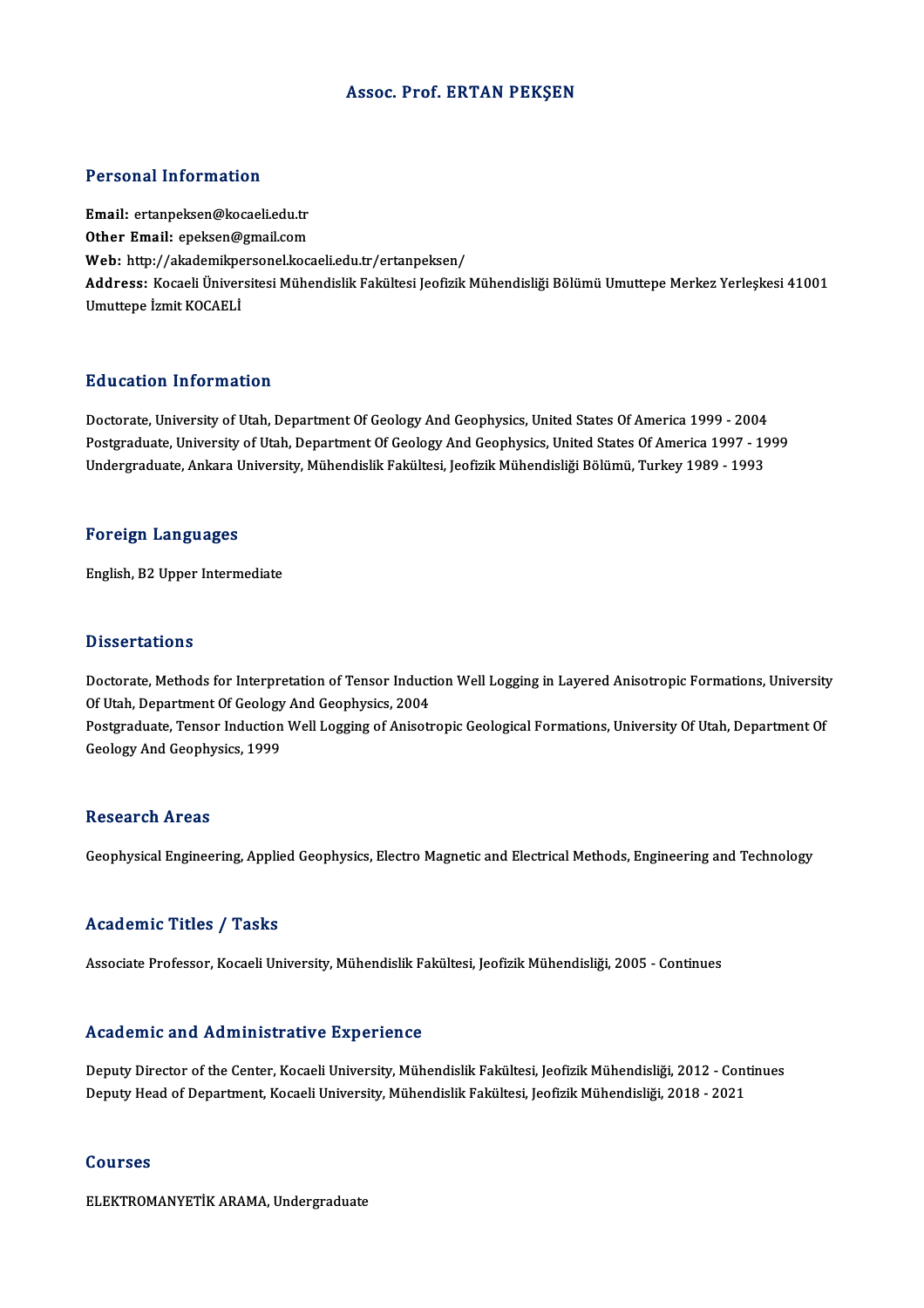# Assoc. Prof. ERTAN PEKŞEN

## Personal Information

**Email:** ertanpeksen@kocaeli.edu.tr
**Other Email:** epeksen@gmail.com
**Web:** http://akademikpersonel.kocaeli.edu.tr/ertanpeksen/
**Address:** Kocaeli Üniversitesi Mühendislik Fakültesi Jeofizik Mühendisliği Bölümü Umuttepe Merkez Yerleşkesi 41001 Umuttepe İzmit KOCAELİ

## Education Information

Doctorate, University of Utah, Department Of Geology And Geophysics, United States Of America 1999 - 2004
Postgraduate, University of Utah, Department Of Geology And Geophysics, United States Of America 1997 - 1999
Undergraduate, Ankara University, Mühendislik Fakültesi, Jeofizik Mühendisliği Bölümü, Turkey 1989 - 1993

## Foreign Languages

English, B2 Upper Intermediate

## Dissertations

Doctorate, Methods for Interpretation of Tensor Induction Well Logging in Layered Anisotropic Formations, University Of Utah, Department Of Geology And Geophysics, 2004
Postgraduate, Tensor Induction Well Logging of Anisotropic Geological Formations, University Of Utah, Department Of Geology And Geophysics, 1999

## Research Areas

Geophysical Engineering, Applied Geophysics, Electro Magnetic and Electrical Methods, Engineering and Technology

## Academic Titles / Tasks

Associate Professor, Kocaeli University, Mühendislik Fakültesi, Jeofizik Mühendisliği, 2005 - Continues

## Academic and Administrative Experience

Deputy Director of the Center, Kocaeli University, Mühendislik Fakültesi, Jeofizik Mühendisliği, 2012 - Continues
Deputy Head of Department, Kocaeli University, Mühendislik Fakültesi, Jeofizik Mühendisliği, 2018 - 2021

## Courses

ELEKTROMANYETİK ARAMA, Undergraduate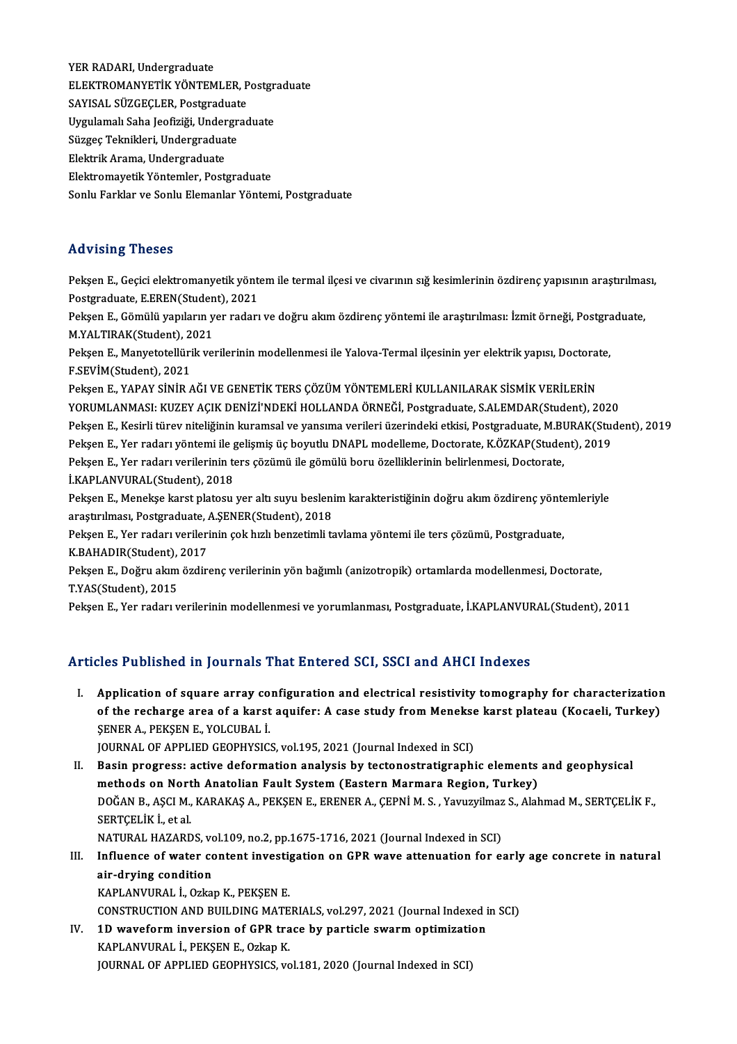YER RADARI, Undergraduate
ELEKTROMANYETİK YÖNTEMLER, Postgraduate
SAYISAL SÜZGEÇLER, Postgraduate
Uygulamalı Saha Jeofiziği, Undergraduate
Süzgeç Teknikleri, Undergraduate
Elektrik Arama, Undergraduate
Elektromayetik Yöntemler, Postgraduate
Sonlu Farklar ve Sonlu Elemanlar Yöntemi, Postgraduate

## Advising Theses

Pekşen E., Geçici elektromanyetik yöntem ile termal ilçesi ve civarının sığ kesimlerinin özdirenç yapısının araştırılması, Postgraduate, E.EREN(Student), 2021
Pekşen E., Gömülü yapıların yer radarı ve doğru akım özdirenç yöntemi ile araştırılması: İzmit örneği, Postgraduate, M.YALTIRAK(Student), 2021
Pekşen E., Manyetotellürik verilerinin modellenmesi ile Yalova-Termal ilçesinin yer elektrik yapısı, Doctorate, F.SEVİM(Student), 2021
Pekşen E., YAPAY SİNİR AĞI VE GENETİK TERS ÇÖZÜM YÖNTEMLERİ KULLANILARAK SİSMİK VERİLERİN YORUMLANMASI: KUZEY AÇIK DENİZİ'NDEKİ HOLLANDA ÖRNEĞİ, Postgraduate, S.ALEMDAR(Student), 2020
Pekşen E., Kesirli türev niteliğinin kuramsal ve yansıma verileri üzerindeki etkisi, Postgraduate, M.BURAK(Student), 2019
Pekşen E., Yer radarı yöntemi ile gelişmiş üç boyutlu DNAPL modelleme, Doctorate, K.ÖZKAP(Student), 2019
Pekşen E., Yer radarı verilerinin ters çözümü ile gömülü boru özelliklerinin belirlenmesi, Doctorate, İ.KAPLANVURAL(Student), 2018
Pekşen E., Menekşe karst platosu yer altı suyu beslenim karakteristiğinin doğru akım özdirenç yöntemleriyle araştırılması, Postgraduate, A.ŞENER(Student), 2018
Pekşen E., Yer radarı verilerinin çok hızlı benzetimli tavlama yöntemi ile ters çözümü, Postgraduate, K.BAHADIR(Student), 2017
Pekşen E., Doğru akım özdirenç verilerinin yön bağımlı (anizotropik) ortamlarda modellenmesi, Doctorate, T.YAS(Student), 2015
Pekşen E., Yer radarı verilerinin modellenmesi ve yorumlanması, Postgraduate, İ.KAPLANVURAL(Student), 2011

## Articles Published in Journals That Entered SCI, SSCI and AHCI Indexes

I. **Application of square array configuration and electrical resistivity tomography for characterization of the recharge area of a karst aquifer: A case study from Menekse karst plateau (Kocaeli, Turkey)**
ŞENER A., PEKŞEN E., YOLCUBAL İ.
JOURNAL OF APPLIED GEOPHYSICS, vol.195, 2021 (Journal Indexed in SCI)

II. **Basin progress: active deformation analysis by tectonostratigraphic elements and geophysical methods on North Anatolian Fault System (Eastern Marmara Region, Turkey)**
DOĞAN B., AŞCI M., KARAKAŞ A., PEKŞEN E., ERENER A., ÇEPNİ M. S. , Yavuzyilmaz S., Alahmad M., SERTÇELİK F., SERTÇELİK İ., et al.
NATURAL HAZARDS, vol.109, no.2, pp.1675-1716, 2021 (Journal Indexed in SCI)

III. **Influence of water content investigation on GPR wave attenuation for early age concrete in natural air-drying condition**
KAPLANVURAL İ., Ozkap K., PEKŞEN E.
CONSTRUCTION AND BUILDING MATERIALS, vol.297, 2021 (Journal Indexed in SCI)

IV. **1D waveform inversion of GPR trace by particle swarm optimization**
KAPLANVURAL İ., PEKŞEN E., Ozkap K.
JOURNAL OF APPLIED GEOPHYSICS, vol.181, 2020 (Journal Indexed in SCI)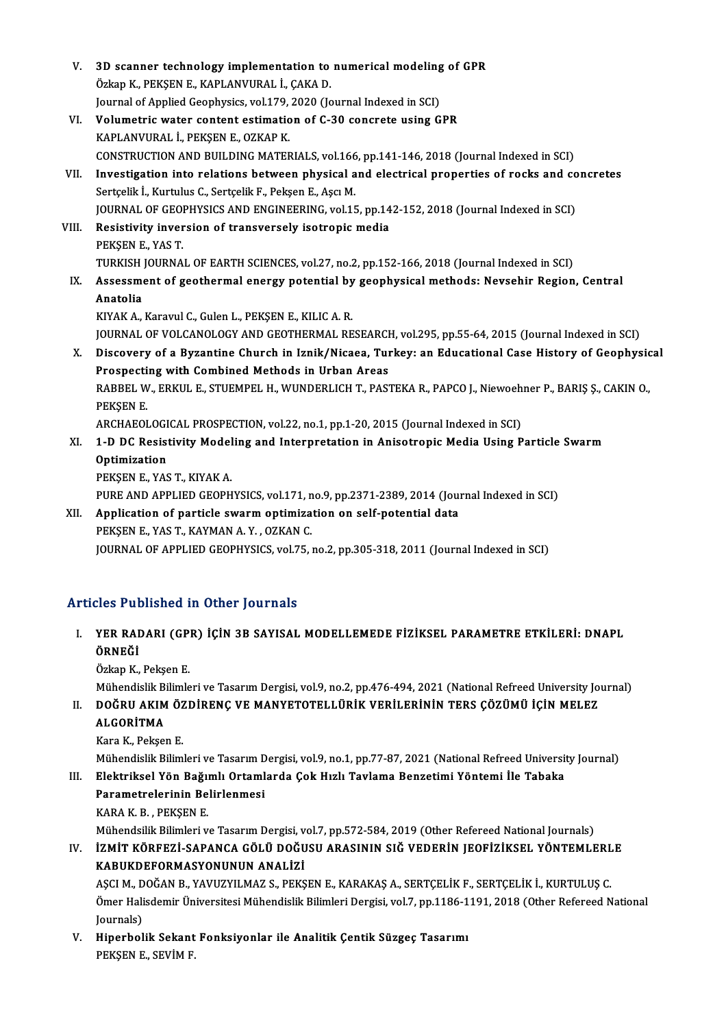V. **3D scanner technology implementation to numerical modeling of GPR**
Özkap K., PEKŞEN E., KAPLANVURAL İ., ÇAKA D.
Journal of Applied Geophysics, vol.179, 2020 (Journal Indexed in SCI)

VI. **Volumetric water content estimation of C-30 concrete using GPR**
KAPLANVURAL İ., PEKŞEN E., OZKAP K.
CONSTRUCTION AND BUILDING MATERIALS, vol.166, pp.141-146, 2018 (Journal Indexed in SCI)

VII. **Investigation into relations between physical and electrical properties of rocks and concretes**
Sertçelik İ., Kurtulus C., Sertçelik F., Pekşen E., Aşcı M.
JOURNAL OF GEOPHYSICS AND ENGINEERING, vol.15, pp.142-152, 2018 (Journal Indexed in SCI)

VIII. **Resistivity inversion of transversely isotropic media**
PEKŞEN E., YAS T.
TURKISH JOURNAL OF EARTH SCIENCES, vol.27, no.2, pp.152-166, 2018 (Journal Indexed in SCI)

IX. **Assessment of geothermal energy potential by geophysical methods: Nevsehir Region, Central Anatolia**
KIYAK A., Karavul C., Gulen L., PEKŞEN E., KILIC A. R.
JOURNAL OF VOLCANOLOGY AND GEOTHERMAL RESEARCH, vol.295, pp.55-64, 2015 (Journal Indexed in SCI)

X. **Discovery of a Byzantine Church in Iznik/Nicaea, Turkey: an Educational Case History of Geophysical Prospecting with Combined Methods in Urban Areas**
RABBEL W., ERKUL E., STUEMPEL H., WUNDERLICH T., PASTEKA R., PAPCO J., Niewoehner P., BARIŞ Ş., CAKIN O., PEKŞEN E.
ARCHAEOLOGICAL PROSPECTION, vol.22, no.1, pp.1-20, 2015 (Journal Indexed in SCI)

XI. **1-D DC Resistivity Modeling and Interpretation in Anisotropic Media Using Particle Swarm Optimization**
PEKŞEN E., YAS T., KIYAK A.
PURE AND APPLIED GEOPHYSICS, vol.171, no.9, pp.2371-2389, 2014 (Journal Indexed in SCI)

XII. **Application of particle swarm optimization on self-potential data**
PEKŞEN E., YAS T., KAYMAN A. Y. , OZKAN C.
JOURNAL OF APPLIED GEOPHYSICS, vol.75, no.2, pp.305-318, 2011 (Journal Indexed in SCI)

## Articles Published in Other Journals

I. **YER RADARI (GPR) İÇİN 3B SAYISAL MODELLEMEDE FİZİKSEL PARAMETRE ETKİLERİ: DNAPL ÖRNEĞİ**
Özkap K., Pekşen E.
Mühendislik Bilimleri ve Tasarım Dergisi, vol.9, no.2, pp.476-494, 2021 (National Refreed University Journal)

II. **DOĞRU AKIM ÖZDİRENÇ VE MANYETOTELLÜRİK VERİLERİNİN TERS ÇÖZÜMÜ İÇİN MELEZ ALGORİTMA**
Kara K., Pekşen E.
Mühendislik Bilimleri ve Tasarım Dergisi, vol.9, no.1, pp.77-87, 2021 (National Refreed University Journal)

III. **Elektriksel Yön Bağımlı Ortamlarda Çok Hızlı Tavlama Benzetimi Yöntemi İle Tabaka Parametrelerinin Belirlenmesi**
KARA K. B. , PEKŞEN E.
Mühendsilik Bilimleri ve Tasarım Dergisi, vol.7, pp.572-584, 2019 (Other Refereed National Journals)

IV. **İZMİT KÖRFEZİ-SAPANCA GÖLÜ DOĞUSU ARASININ SIĞ VEDERİN JEOFİZİKSEL YÖNTEMLERLE KABUKDEFORMASYONUNUN ANALİZİ**
AŞCI M., DOĞAN B., YAVUZYILMAZ S., PEKŞEN E., KARAKAŞ A., SERTÇELİK F., SERTÇELİK İ., KURTULUŞ C.
Ömer Halisdemir Üniversitesi Mühendislik Bilimleri Dergisi, vol.7, pp.1186-1191, 2018 (Other Refereed National Journals)

V. **Hiperbolik Sekant Fonksiyonlar ile Analitik Çentik Süzgeç Tasarımı**
PEKŞEN E., SEVİM F.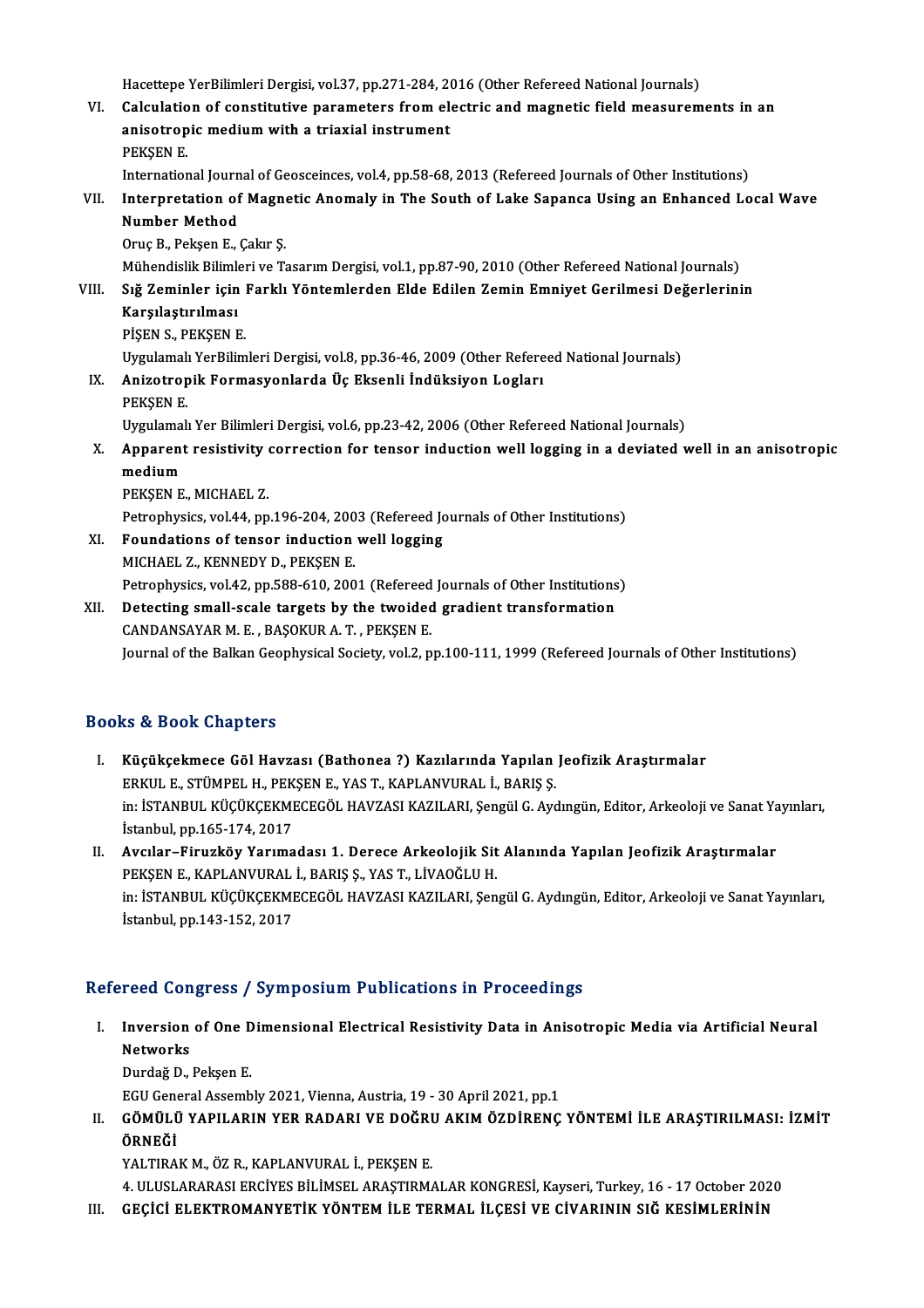Hacettepe YerBilimleri Dergisi, vol.37, pp.271-284, 2016 (Other Refereed National Journals)

VI. **Calculation of constitutive parameters from electric and magnetic field measurements in an anisotropic medium with a triaxial instrument**
PEKŞEN E.
International Journal of Geosceinces, vol.4, pp.58-68, 2013 (Refereed Journals of Other Institutions)

VII. **Interpretation of Magnetic Anomaly in The South of Lake Sapanca Using an Enhanced Local Wave Number Method**
Oruç B., Pekşen E., Çakır Ş.
Mühendislik Bilimleri ve Tasarım Dergisi, vol.1, pp.87-90, 2010 (Other Refereed National Journals)

VIII. **Sığ Zeminler için Farklı Yöntemlerden Elde Edilen Zemin Emniyet Gerilmesi Değerlerinin Karşılaştırılması**
PİŞEN S., PEKŞEN E.
Uygulamalı YerBilimleri Dergisi, vol.8, pp.36-46, 2009 (Other Refereed National Journals)

IX. **Anizotropik Formasyonlarda Üç Eksenli İndüksiyon Logları**
PEKŞEN E.
Uygulamalı Yer Bilimleri Dergisi, vol.6, pp.23-42, 2006 (Other Refereed National Journals)

X. **Apparent resistivity correction for tensor induction well logging in a deviated well in an anisotropic medium**
PEKŞEN E., MICHAEL Z.
Petrophysics, vol.44, pp.196-204, 2003 (Refereed Journals of Other Institutions)

XI. **Foundations of tensor induction well logging**
MICHAEL Z., KENNEDY D., PEKŞEN E.
Petrophysics, vol.42, pp.588-610, 2001 (Refereed Journals of Other Institutions)

XII. **Detecting small-scale targets by the twoided gradient transformation**
CANDANSAYAR M. E. , BAŞOKUR A. T. , PEKŞEN E.
Journal of the Balkan Geophysical Society, vol.2, pp.100-111, 1999 (Refereed Journals of Other Institutions)

## Books & Book Chapters

I. **Küçükçekmece Göl Havzası (Bathonea ?) Kazılarında Yapılan Jeofizik Araştırmalar**
ERKUL E., STÜMPEL H., PEKŞEN E., YAS T., KAPLANVURAL İ., BARIŞ Ş.
in: İSTANBUL KÜÇÜKÇEKMECEGÖL HAVZASI KAZILARI, Şengül G. Aydıngün, Editor, Arkeoloji ve Sanat Yayınları, İstanbul, pp.165-174, 2017

II. **Avcılar–Firuzköy Yarımadası 1. Derece Arkeolojik Sit Alanında Yapılan Jeofizik Araştırmalar**
PEKŞEN E., KAPLANVURAL İ., BARIŞ Ş., YAS T., LİVAOĞLU H.
in: İSTANBUL KÜÇÜKÇEKMECEGÖL HAVZASI KAZILARI, Şengül G. Aydıngün, Editor, Arkeoloji ve Sanat Yayınları, İstanbul, pp.143-152, 2017

## Refereed Congress / Symposium Publications in Proceedings

I. **Inversion of One Dimensional Electrical Resistivity Data in Anisotropic Media via Artificial Neural Networks**
Durdağ D., Pekşen E.
EGU General Assembly 2021, Vienna, Austria, 19 - 30 April 2021, pp.1

II. **GÖMÜLÜ YAPILARIN YER RADARI VE DOĞRU AKIM ÖZDİRENÇ YÖNTEMİ İLE ARAŞTIRILMASI: İZMİT ÖRNEĞİ**
YALTIRAK M., ÖZ R., KAPLANVURAL İ., PEKŞEN E.
4. ULUSLARARASI ERCİYES BİLİMSEL ARAŞTIRMALAR KONGRESİ, Kayseri, Turkey, 16 - 17 October 2020

III. **GEÇİCİ ELEKTROMANYETİK YÖNTEM İLE TERMAL İLÇESİ VE CİVARININ SIĞ KESİMLERİNİN**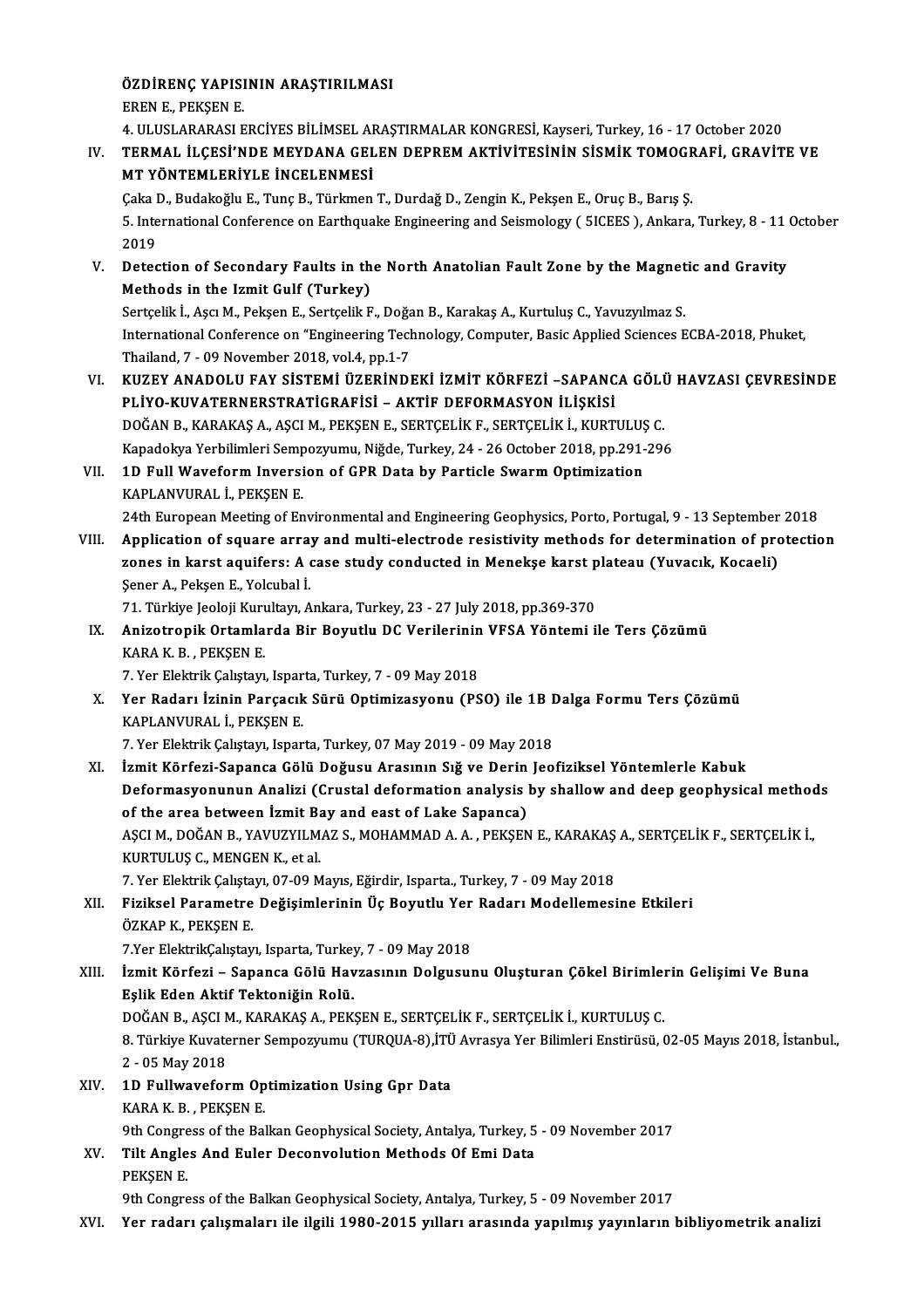ÖZDİRENÇ YAPISININ ARAŞTIRILMASI
EREN E., PEKŞEN E.
4. ULUSLARARASI ERCİYES BİLİMSEL ARAŞTIRMALAR KONGRESİ, Kayseri, Turkey, 16 - 17 October 2020

IV. **TERMAL İLÇESİ'NDE MEYDANA GELEN DEPREM AKTİVİTESİNİN SİSMİK TOMOGRAFİ, GRAVİTE VE MT YÖNTEMLERİYLE İNCELENMESİ**
Çaka D., Budakoğlu E., Tunç B., Türkmen T., Durdağ D., Zengin K., Pekşen E., Oruç B., Barış Ş.
5. International Conference on Earthquake Engineering and Seismology ( 5ICEES ), Ankara, Turkey, 8 - 11 October 2019

V. **Detection of Secondary Faults in the North Anatolian Fault Zone by the Magnetic and Gravity Methods in the Izmit Gulf (Turkey)**
Sertçelik İ., Aşcı M., Pekşen E., Sertçelik F., Doğan B., Karakaş A., Kurtuluş C., Yavuzyılmaz S.
International Conference on "Engineering Technology, Computer, Basic Applied Sciences ECBA-2018, Phuket, Thailand, 7 - 09 November 2018, vol.4, pp.1-7

VI. **KUZEY ANADOLU FAY SİSTEMİ ÜZERİNDEKİ İZMİT KÖRFEZİ –SAPANCA GÖLÜ HAVZASI ÇEVRESİNDE PLİYO-KUVATERNERSTRATİGRAFİSİ – AKTİF DEFORMASYON İLİŞKİSİ**
DOĞAN B., KARAKAŞ A., AŞCI M., PEKŞEN E., SERTÇELİK F., SERTÇELİK İ., KURTULUŞ C.
Kapadokya Yerbilimleri Sempozyumu, Niğde, Turkey, 24 - 26 October 2018, pp.291-296

VII. **1D Full Waveform Inversion of GPR Data by Particle Swarm Optimization**
KAPLANVURAL İ., PEKŞEN E.
24th European Meeting of Environmental and Engineering Geophysics, Porto, Portugal, 9 - 13 September 2018

VIII. **Application of square array and multi-electrode resistivity methods for determination of protection zones in karst aquifers: A case study conducted in Menekşe karst plateau (Yuvacık, Kocaeli)**
Şener A., Pekşen E., Yolcubal İ.
71. Türkiye Jeoloji Kurultayı, Ankara, Turkey, 23 - 27 July 2018, pp.369-370

IX. **Anizotropik Ortamlarda Bir Boyutlu DC Verilerinin VFSA Yöntemi ile Ters Çözümü**
KARA K. B. , PEKŞEN E.
7. Yer Elektrik Çalıştayı, Isparta, Turkey, 7 - 09 May 2018

X. **Yer Radarı İzinin Parçacık Sürü Optimizasyonu (PSO) ile 1B Dalga Formu Ters Çözümü**
KAPLANVURAL İ., PEKŞEN E.
7. Yer Elektrik Çalıştayı, Isparta, Turkey, 07 May 2019 - 09 May 2018

XI. **İzmit Körfezi-Sapanca Gölü Doğusu Arasının Sığ ve Derin Jeofiziksel Yöntemlerle Kabuk Deformasyonunun Analizi (Crustal deformation analysis by shallow and deep geophysical methods of the area between İzmit Bay and east of Lake Sapanca)**
AŞCI M., DOĞAN B., YAVUZYILMAZ S., MOHAMMAD A. A. , PEKŞEN E., KARAKAŞ A., SERTÇELİK F., SERTÇELİK İ., KURTULUŞ C., MENGEN K., et al.
7. Yer Elektrik Çalıştayı, 07-09 Mayıs, Eğirdir, Isparta., Turkey, 7 - 09 May 2018

XII. **Fiziksel Parametre Değişimlerinin Üç Boyutlu Yer Radarı Modellemesine Etkileri**
ÖZKAP K., PEKŞEN E.
7.Yer ElektrikÇalıştayı, Isparta, Turkey, 7 - 09 May 2018

XIII. **İzmit Körfezi – Sapanca Gölü Havzasının Dolgusunu Oluşturan Çökel Birimlerin Gelişimi Ve Buna Eşlik Eden Aktif Tektoniğin Rolü.**
DOĞAN B., AŞCI M., KARAKAŞ A., PEKŞEN E., SERTÇELİK F., SERTÇELİK İ., KURTULUŞ C.
8. Türkiye Kuvaterner Sempozyumu (TURQUA-8),İTÜ Avrasya Yer Bilimleri Enstirüsü, 02-05 Mayıs 2018, İstanbul., 2 - 05 May 2018

XIV. **1D Fullwaveform Optimization Using Gpr Data**
KARA K. B. , PEKŞEN E.
9th Congress of the Balkan Geophysical Society, Antalya, Turkey, 5 - 09 November 2017

XV. **Tilt Angles And Euler Deconvolution Methods Of Emi Data**
PEKŞEN E.
9th Congress of the Balkan Geophysical Society, Antalya, Turkey, 5 - 09 November 2017

XVI. **Yer radarı çalışmaları ile ilgili 1980-2015 yılları arasında yapılmış yayınların bibliyometrik analizi**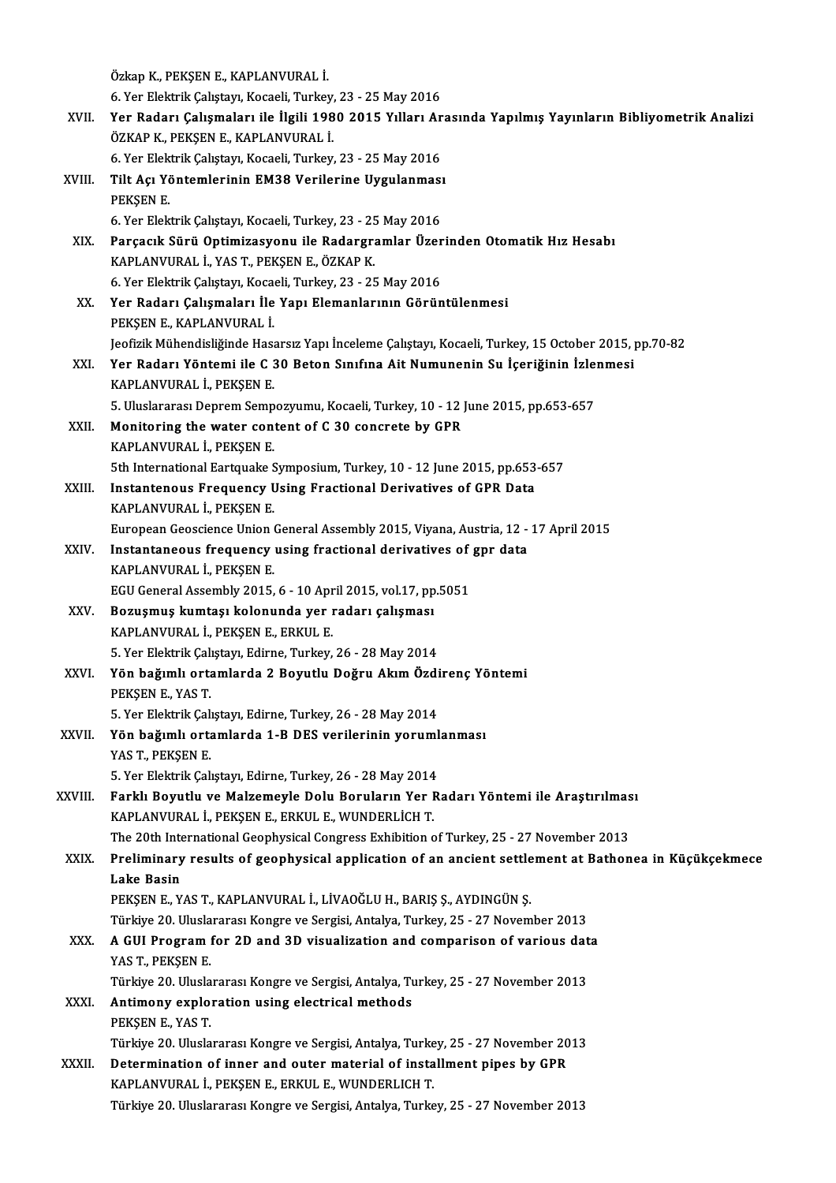Özkap K., PEKŞEN E., KAPLANVURAL İ.
6. Yer Elektrik Çalıştayı, Kocaeli, Turkey, 23 - 25 May 2016

XVII. **Yer Radarı Çalışmaları ile İlgili 1980 2015 Yılları Arasında Yapılmış Yayınların Bibliyometrik Analizi**
ÖZKAP K., PEKŞEN E., KAPLANVURAL İ.
6. Yer Elektrik Çalıştayı, Kocaeli, Turkey, 23 - 25 May 2016

XVIII. **Tilt Açı Yöntemlerinin EM38 Verilerine Uygulanması**
PEKŞEN E.
6. Yer Elektrik Çalıştayı, Kocaeli, Turkey, 23 - 25 May 2016

XIX. **Parçacık Sürü Optimizasyonu ile Radargramlar Üzerinden Otomatik Hız Hesabı**
KAPLANVURAL İ., YAS T., PEKŞEN E., ÖZKAP K.
6. Yer Elektrik Çalıştayı, Kocaeli, Turkey, 23 - 25 May 2016

XX. **Yer Radarı Çalışmaları İle Yapı Elemanlarının Görüntülenmesi**
PEKŞEN E., KAPLANVURAL İ.
Jeofizik Mühendisliğinde Hasarsız Yapı İnceleme Çalıştayı, Kocaeli, Turkey, 15 October 2015, pp.70-82

XXI. **Yer Radarı Yöntemi ile C 30 Beton Sınıfına Ait Numunenin Su İçeriğinin İzlenmesi**
KAPLANVURAL İ., PEKŞEN E.
5. Uluslararası Deprem Sempozyumu, Kocaeli, Turkey, 10 - 12 June 2015, pp.653-657

XXII. **Monitoring the water content of C 30 concrete by GPR**
KAPLANVURAL İ., PEKŞEN E.
5th International Eartquake Symposium, Turkey, 10 - 12 June 2015, pp.653-657

XXIII. **Instantenous Frequency Using Fractional Derivatives of GPR Data**
KAPLANVURAL İ., PEKŞEN E.
European Geoscience Union General Assembly 2015, Viyana, Austria, 12 - 17 April 2015

XXIV. **Instantaneous frequency using fractional derivatives of gpr data**
KAPLANVURAL İ., PEKŞEN E.
EGU General Assembly 2015, 6 - 10 April 2015, vol.17, pp.5051

XXV. **Bozuşmuş kumtaşı kolonunda yer radarı çalışması**
KAPLANVURAL İ., PEKŞEN E., ERKUL E.
5. Yer Elektrik Çalıştayı, Edirne, Turkey, 26 - 28 May 2014

XXVI. **Yön bağımlı ortamlarda 2 Boyutlu Doğru Akım Özdirenç Yöntemi**
PEKŞEN E., YAS T.
5. Yer Elektrik Çalıştayı, Edirne, Turkey, 26 - 28 May 2014

XXVII. **Yön bağımlı ortamlarda 1-B DES verilerinin yorumlanması**
YAS T., PEKŞEN E.
5. Yer Elektrik Çalıştayı, Edirne, Turkey, 26 - 28 May 2014

XXVIII. **Farklı Boyutlu ve Malzemeyle Dolu Boruların Yer Radarı Yöntemi ile Araştırılması**
KAPLANVURAL İ., PEKŞEN E., ERKUL E., WUNDERLİCH T.
The 20th International Geophysical Congress Exhibition of Turkey, 25 - 27 November 2013

XXIX. **Preliminary results of geophysical application of an ancient settlement at Bathonea in Küçükçekmece Lake Basin**
PEKŞEN E., YAS T., KAPLANVURAL İ., LİVAOĞLU H., BARIŞ Ş., AYDINGÜN Ş.
Türkiye 20. Uluslararası Kongre ve Sergisi, Antalya, Turkey, 25 - 27 November 2013

XXX. **A GUI Program for 2D and 3D visualization and comparison of various data**
YAS T., PEKŞEN E.
Türkiye 20. Uluslararası Kongre ve Sergisi, Antalya, Turkey, 25 - 27 November 2013

XXXI. **Antimony exploration using electrical methods**
PEKŞEN E., YAS T.
Türkiye 20. Uluslararası Kongre ve Sergisi, Antalya, Turkey, 25 - 27 November 2013

XXXII. **Determination of inner and outer material of installment pipes by GPR**
KAPLANVURAL İ., PEKŞEN E., ERKUL E., WUNDERLICH T.
Türkiye 20. Uluslararası Kongre ve Sergisi, Antalya, Turkey, 25 - 27 November 2013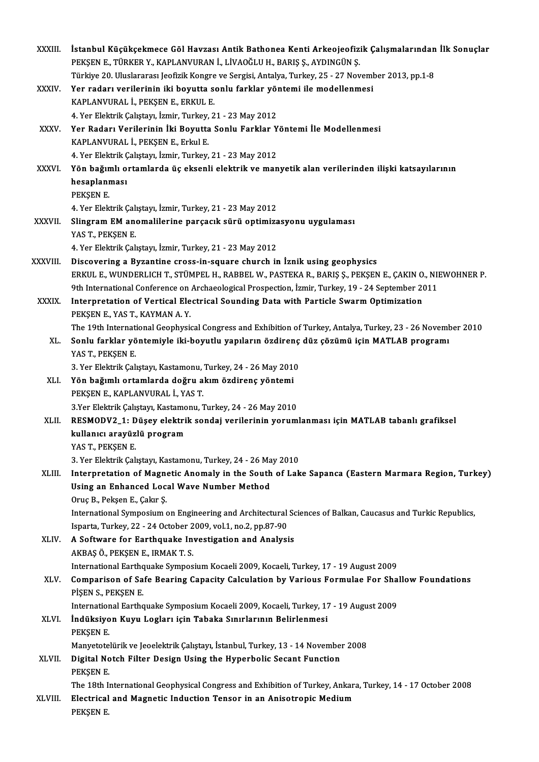XXXIII. **İstanbul Küçükçekmece Göl Havzası Antik Bathonea Kenti Arkeojeofizik Çalışmalarından İlk Sonuçlar**
PEKŞEN E., TÜRKER Y., KAPLANVURAN İ., LİVAOĞLU H., BARIŞ Ş., AYDINGÜN Ş.
Türkiye 20. Uluslararası Jeofizik Kongre ve Sergisi, Antalya, Turkey, 25 - 27 November 2013, pp.1-8

XXXIV. **Yer radarı verilerinin iki boyutta sonlu farklar yöntemi ile modellenmesi**
KAPLANVURAL İ., PEKŞEN E., ERKUL E.
4. Yer Elektrik Çalıştayı, İzmir, Turkey, 21 - 23 May 2012

XXXV. **Yer Radarı Verilerinin İki Boyutta Sonlu Farklar Yöntemi İle Modellenmesi**
KAPLANVURAL İ., PEKŞEN E., Erkul E.
4. Yer Elektrik Çalıştayı, İzmir, Turkey, 21 - 23 May 2012

XXXVI. **Yön bağımlı ortamlarda üç eksenli elektrik ve manyetik alan verilerinden ilişki katsayılarının hesaplanması**
PEKŞEN E.
4. Yer Elektrik Çalıştayı, İzmir, Turkey, 21 - 23 May 2012

XXXVII. **Slingram EM anomalilerine parçacık sürü optimizasyonu uygulaması**
YAS T., PEKŞEN E.
4. Yer Elektrik Çalıştayı, İzmir, Turkey, 21 - 23 May 2012

XXXVIII. **Discovering a Byzantine cross-in-square church in İznik using geophysics**
ERKUL E., WUNDERLICH T., STÜMPEL H., RABBEL W., PASTEKA R., BARIŞ Ş., PEKŞEN E., ÇAKIN O., NIEWOHNER P.
9th International Conference on Archaeological Prospection, İzmir, Turkey, 19 - 24 September 2011

XXXIX. **Interpretation of Vertical Electrical Sounding Data with Particle Swarm Optimization**
PEKŞEN E., YAS T., KAYMAN A. Y.
The 19th International Geophysical Congress and Exhibition of Turkey, Antalya, Turkey, 23 - 26 November 2010

XL. **Sonlu farklar yöntemiyle iki-boyutlu yapıların özdirenç düz çözümü için MATLAB programı**
YAS T., PEKŞEN E.
3. Yer Elektrik Çalıştayı, Kastamonu, Turkey, 24 - 26 May 2010

XLI. **Yön bağımlı ortamlarda doğru akım özdirenç yöntemi**
PEKŞEN E., KAPLANVURAL İ., YAS T.
3.Yer Elektrik Çalıştayı, Kastamonu, Turkey, 24 - 26 May 2010

XLII. **RESMODV2_1: Düşey elektrik sondaj verilerinin yorumlanması için MATLAB tabanlı grafiksel kullanıcı arayüzlü program**
YAS T., PEKŞEN E.
3. Yer Elektrik Çalıştayı, Kastamonu, Turkey, 24 - 26 May 2010

XLIII. **Interpretation of Magnetic Anomaly in the South of Lake Sapanca (Eastern Marmara Region, Turkey) Using an Enhanced Local Wave Number Method**
Oruç B., Pekşen E., Çakır Ş.
International Symposium on Engineering and Architectural Sciences of Balkan, Caucasus and Turkic Republics, Isparta, Turkey, 22 - 24 October 2009, vol.1, no.2, pp.87-90

XLIV. **A Software for Earthquake Investigation and Analysis**
AKBAŞ Ö., PEKŞEN E., IRMAK T. S.
International Earthquake Symposium Kocaeli 2009, Kocaeli, Turkey, 17 - 19 August 2009

XLV. **Comparison of Safe Bearing Capacity Calculation by Various Formulae For Shallow Foundations**
PİŞEN S., PEKŞEN E.
International Earthquake Symposium Kocaeli 2009, Kocaeli, Turkey, 17 - 19 August 2009

XLVI. **İndüksiyon Kuyu Logları için Tabaka Sınırlarının Belirlenmesi**
PEKŞEN E.
Manyetotelürik ve Jeoelektrik Çalıştayı, İstanbul, Turkey, 13 - 14 November 2008

XLVII. **Digital Notch Filter Design Using the Hyperbolic Secant Function**
PEKŞEN E.
The 18th International Geophysical Congress and Exhibition of Turkey, Ankara, Turkey, 14 - 17 October 2008

XLVIII. **Electrical and Magnetic Induction Tensor in an Anisotropic Medium**
PEKŞEN E.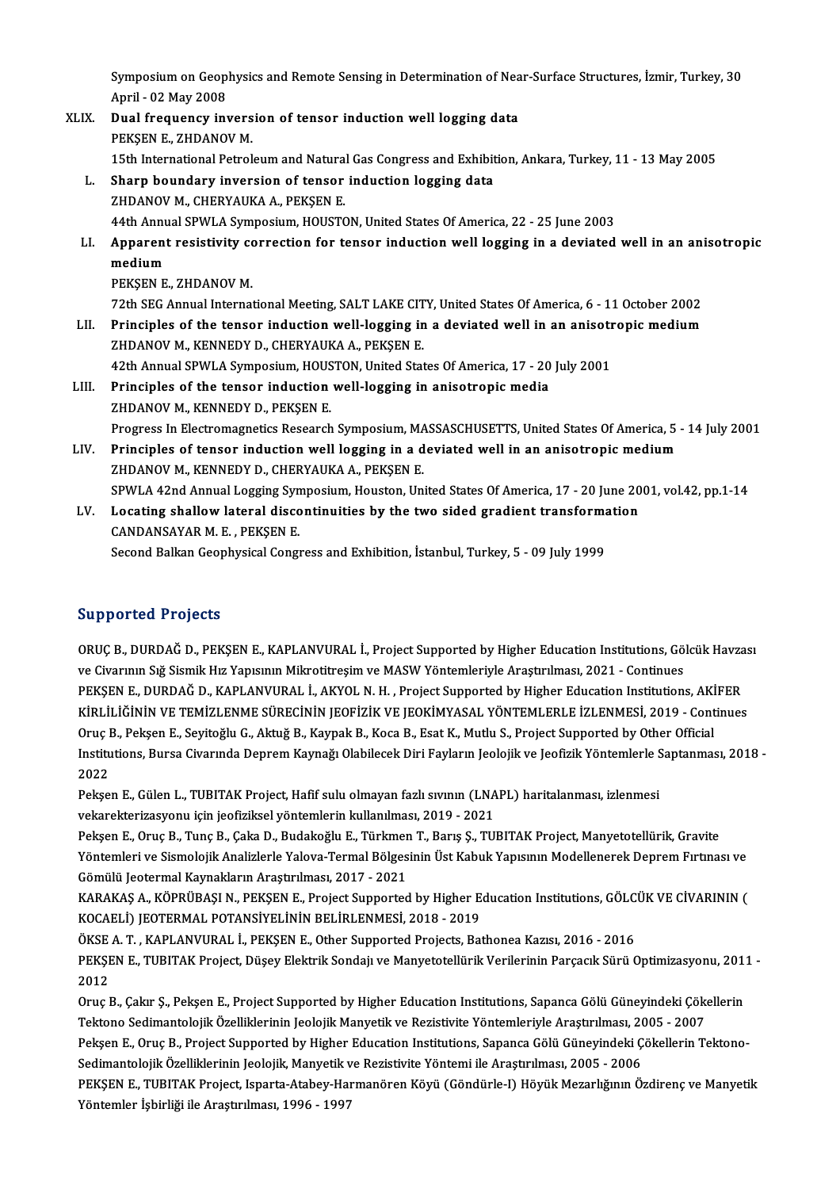Symposium on Geophysics and Remote Sensing in Determination of Near-Surface Structures, İzmir, Turkey, 30 April - 02 May 2008

XLIX. **Dual frequency inversion of tensor induction well logging data**
PEKŞEN E., ZHDANOV M.
15th International Petroleum and Natural Gas Congress and Exhibition, Ankara, Turkey, 11 - 13 May 2005

L. **Sharp boundary inversion of tensor induction logging data**
ZHDANOV M., CHERYAUKA A., PEKŞEN E.
44th Annual SPWLA Symposium, HOUSTON, United States Of America, 22 - 25 June 2003

LI. **Apparent resistivity correction for tensor induction well logging in a deviated well in an anisotropic medium**
PEKŞEN E., ZHDANOV M.
72th SEG Annual International Meeting, SALT LAKE CITY, United States Of America, 6 - 11 October 2002

LII. **Principles of the tensor induction well-logging in a deviated well in an anisotropic medium**
ZHDANOV M., KENNEDY D., CHERYAUKA A., PEKŞEN E.
42th Annual SPWLA Symposium, HOUSTON, United States Of America, 17 - 20 July 2001

LIII. **Principles of the tensor induction well-logging in anisotropic media**
ZHDANOV M., KENNEDY D., PEKŞEN E.
Progress In Electromagnetics Research Symposium, MASSASCHUSETTS, United States Of America, 5 - 14 July 2001

LIV. **Principles of tensor induction well logging in a deviated well in an anisotropic medium**
ZHDANOV M., KENNEDY D., CHERYAUKA A., PEKŞEN E.
SPWLA 42nd Annual Logging Symposium, Houston, United States Of America, 17 - 20 June 2001, vol.42, pp.1-14

LV. **Locating shallow lateral discontinuities by the two sided gradient transformation**
CANDANSAYAR M. E. , PEKŞEN E.
Second Balkan Geophysical Congress and Exhibition, İstanbul, Turkey, 5 - 09 July 1999

## Supported Projects

ORUÇ B., DURDAĞ D., PEKŞEN E., KAPLANVURAL İ., Project Supported by Higher Education Institutions, Gölcük Havzası ve Civarının Sığ Sismik Hız Yapısının Mikrotitreşim ve MASW Yöntemleriyle Araştırılması, 2021 - Continues

PEKŞEN E., DURDAĞ D., KAPLANVURAL İ., AKYOL N. H. , Project Supported by Higher Education Institutions, AKİFER KİRLİLİĞİNİN VE TEMİZLENME SÜRECİNİN JEOFİZİK VE JEOKİMYASAL YÖNTEMLERLE İZLENMESİ, 2019 - Continues

Oruç B., Pekşen E., Seyitoğlu G., Aktuğ B., Kaypak B., Koca B., Esat K., Mutlu S., Project Supported by Other Official Institutions, Bursa Civarında Deprem Kaynağı Olabilecek Diri Fayların Jeolojik ve Jeofizik Yöntemlerle Saptanması, 2018 - 2022

Pekşen E., Gülen L., TUBITAK Project, Hafif sulu olmayan fazlı sıvının (LNAPL) haritalanması, izlenmesi vekarekterizasyonu için jeofiziksel yöntemlerin kullanılması, 2019 - 2021

Pekşen E., Oruç B., Tunç B., Çaka D., Budakoğlu E., Türkmen T., Barış Ş., TUBITAK Project, Manyetotellürik, Gravite Yöntemleri ve Sismolojik Analizlerle Yalova-Termal Bölgesinin Üst Kabuk Yapısının Modellenerek Deprem Fırtınası ve Gömülü Jeotermal Kaynakların Araştırılması, 2017 - 2021

KARAKAŞ A., KÖPRÜBAŞI N., PEKŞEN E., Project Supported by Higher Education Institutions, GÖLCÜK VE CİVARININ (KOCAELİ) JEOTERMAL POTANSİYELİNİN BELİRLENMESİ, 2018 - 2019

ÖKSE A. T. , KAPLANVURAL İ., PEKŞEN E., Other Supported Projects, Bathonea Kazısı, 2016 - 2016

PEKŞEN E., TUBITAK Project, Düşey Elektrik Sondajı ve Manyetotellürik Verilerinin Parçacık Sürü Optimizasyonu, 2011 - 2012

Oruç B., Çakır Ş., Pekşen E., Project Supported by Higher Education Institutions, Sapanca Gölü Güneyindeki Çökellerin Tektono Sedimantolojik Özelliklerinin Jeolojik Manyetik ve Rezistivite Yöntemleriyle Araştırılması, 2005 - 2007

Pekşen E., Oruç B., Project Supported by Higher Education Institutions, Sapanca Gölü Güneyindeki Çökellerin Tektono-Sedimantolojik Özelliklerinin Jeolojik, Manyetik ve Rezistivite Yöntemi ile Araştırılması, 2005 - 2006

PEKŞEN E., TUBITAK Project, Isparta-Atabey-Harmanören Köyü (Göndürle-I) Höyük Mezarlığının Özdirenç ve Manyetik Yöntemler İşbirliği ile Araştırılması, 1996 - 1997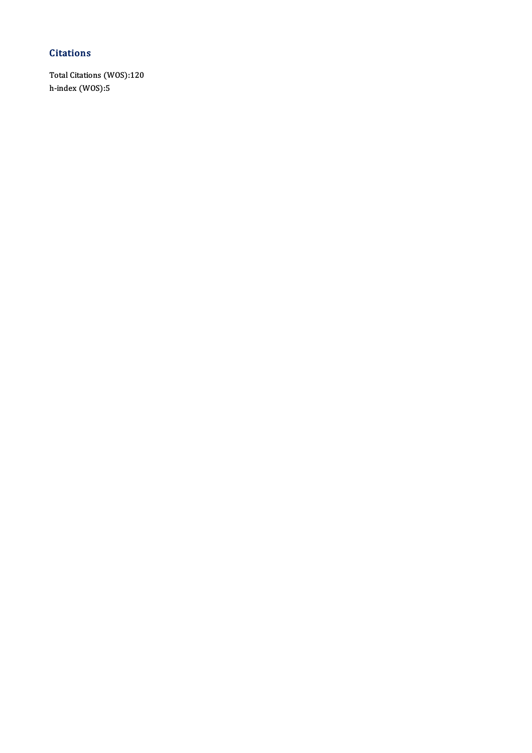## Citations

Total Citations (WOS):120
h-index (WOS):5